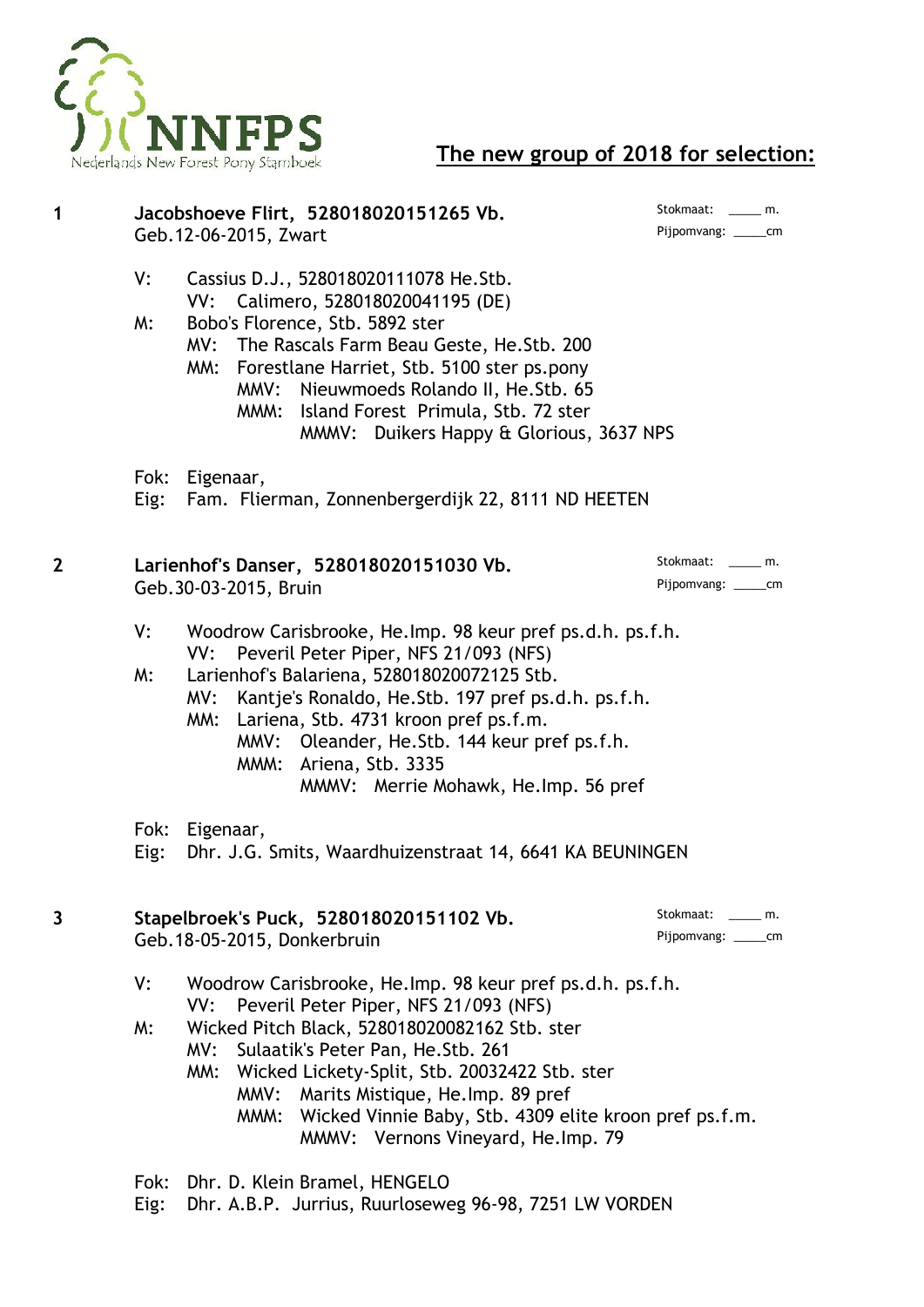NNFPS
Nederlands New Forest Pony Stamboek

## The new group of 2018 for selection:

**1 Jacobshoeve Flirt, 528018020151265 Vb.**
Geb.12-06-2015, Zwart

Stokmaat: _____ m.
Pijpomvang: _____cm

- V: Cassius D.J., 528018020111078 He.Stb.
  - VV: Calimero, 528018020041195 (DE)
- M: Bobo's Florence, Stb. 5892 ster
  - MV: The Rascals Farm Beau Geste, He.Stb. 200
  - MM: Forestlane Harriet, Stb. 5100 ster ps.pony
    - MMV: Nieuwmoeds Rolando II, He.Stb. 65
    - MMM: Island Forest Primula, Stb. 72 ster
      - MMMV: Duikers Happy & Glorious, 3637 NPS

Fok: Eigenaar,
Eig: Fam. Flierman, Zonnenbergerdijk 22, 8111 ND HEETEN

**2 Larienhof's Danser, 528018020151030 Vb.**
Geb.30-03-2015, Bruin

Stokmaat: _____ m.
Pijpomvang: _____cm

- V: Woodrow Carisbrooke, He.Imp. 98 keur pref ps.d.h. ps.f.h.
  - VV: Peveril Peter Piper, NFS 21/093 (NFS)
- M: Larienhof's Balariena, 528018020072125 Stb.
  - MV: Kantje's Ronaldo, He.Stb. 197 pref ps.d.h. ps.f.h.
  - MM: Lariena, Stb. 4731 kroon pref ps.f.m.
    - MMV: Oleander, He.Stb. 144 keur pref ps.f.h.
    - MMM: Ariena, Stb. 3335
      - MMMV: Merrie Mohawk, He.Imp. 56 pref

Fok: Eigenaar,
Eig: Dhr. J.G. Smits, Waardhuizenstraat 14, 6641 KA BEUNINGEN

**3 Stapelbroek's Puck, 528018020151102 Vb.**
Geb.18-05-2015, Donkerbruin

Stokmaat: _____ m.
Pijpomvang: _____cm

- V: Woodrow Carisbrooke, He.Imp. 98 keur pref ps.d.h. ps.f.h.
  - VV: Peveril Peter Piper, NFS 21/093 (NFS)
- M: Wicked Pitch Black, 528018020082162 Stb. ster
  - MV: Sulaatik's Peter Pan, He.Stb. 261
  - MM: Wicked Lickety-Split, Stb. 20032422 Stb. ster
    - MMV: Marits Mistique, He.Imp. 89 pref
    - MMM: Wicked Vinnie Baby, Stb. 4309 elite kroon pref ps.f.m.
      - MMMV: Vernons Vineyard, He.Imp. 79

Fok: Dhr. D. Klein Bramel, HENGELO
Eig: Dhr. A.B.P. Jurrius, Ruurloseweg 96-98, 7251 LW VORDEN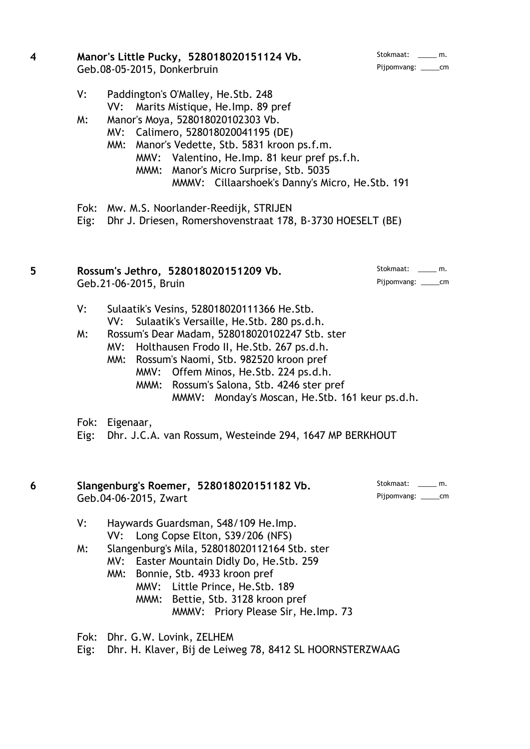**4** **Manor's Little Pucky, 528018020151124 Vb.**
Geb.08-05-2015, Donkerbruin

Stokmaat: _____ m.
Pijpomvang: _____cm

V: Paddington's O'Malley, He.Stb. 248
  VV: Marits Mistique, He.Imp. 89 pref
M: Manor's Moya, 528018020102303 Vb.
  MV: Calimero, 528018020041195 (DE)
  MM: Manor's Vedette, Stb. 5831 kroon ps.f.m.
    MMV: Valentino, He.Imp. 81 keur pref ps.f.h.
    MMM: Manor's Micro Surprise, Stb. 5035
      MMMV: Cillaarshoek's Danny's Micro, He.Stb. 191

Fok: Mw. M.S. Noorlander-Reedijk, STRIJEN
Eig: Dhr J. Driesen, Romershovenstraat 178, B-3730 HOESELT (BE)

**5** **Rossum's Jethro, 528018020151209 Vb.**
Geb.21-06-2015, Bruin

Stokmaat: _____ m.
Pijpomvang: _____cm

V: Sulaatik's Vesins, 528018020111366 He.Stb.
  VV: Sulaatik's Versaille, He.Stb. 280 ps.d.h.
M: Rossum's Dear Madam, 528018020102247 Stb. ster
  MV: Holthausen Frodo II, He.Stb. 267 ps.d.h.
  MM: Rossum's Naomi, Stb. 982520 kroon pref
    MMV: Offem Minos, He.Stb. 224 ps.d.h.
    MMM: Rossum's Salona, Stb. 4246 ster pref
      MMMV: Monday's Moscan, He.Stb. 161 keur ps.d.h.

Fok: Eigenaar,
Eig: Dhr. J.C.A. van Rossum, Westeinde 294, 1647 MP BERKHOUT

**6** **Slangenburg's Roemer, 528018020151182 Vb.**
Geb.04-06-2015, Zwart

Stokmaat: _____ m.
Pijpomvang: _____cm

V: Haywards Guardsman, S48/109 He.Imp.
  VV: Long Copse Elton, S39/206 (NFS)
M: Slangenburg's Mila, 528018020112164 Stb. ster
  MV: Easter Mountain Didly Do, He.Stb. 259
  MM: Bonnie, Stb. 4933 kroon pref
    MMV: Little Prince, He.Stb. 189
    MMM: Bettie, Stb. 3128 kroon pref
      MMMV: Priory Please Sir, He.Imp. 73

Fok: Dhr. G.W. Lovink, ZELHEM
Eig: Dhr. H. Klaver, Bij de Leiweg 78, 8412 SL HOORNSTERZWAAG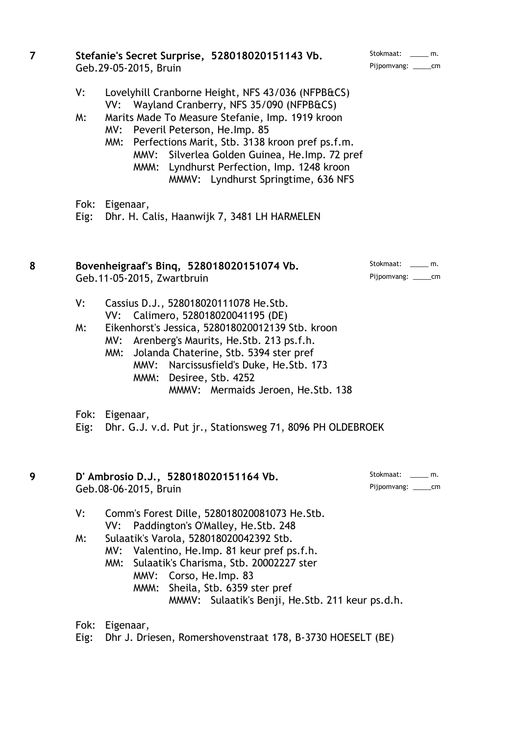**7** **Stefanie's Secret Surprise, 528018020151143 Vb.**
Geb.29-05-2015, Bruin

Stokmaat: _____ m.
Pijpomvang: _____cm

V: Lovelyhill Cranborne Height, NFS 43/036 (NFPB&CS)
  VV: Wayland Cranberry, NFS 35/090 (NFPB&CS)
M: Marits Made To Measure Stefanie, Imp. 1919 kroon
  MV: Peveril Peterson, He.Imp. 85
  MM: Perfections Marit, Stb. 3138 kroon pref ps.f.m.
    MMV: Silverlea Golden Guinea, He.Imp. 72 pref
    MMM: Lyndhurst Perfection, Imp. 1248 kroon
      MMMV: Lyndhurst Springtime, 636 NFS

Fok: Eigenaar,
Eig: Dhr. H. Calis, Haanwijk 7, 3481 LH HARMELEN

**8** **Bovenheigraaf's Binq, 528018020151074 Vb.**
Geb.11-05-2015, Zwartbruin

Stokmaat: _____ m.
Pijpomvang: _____cm

V: Cassius D.J., 528018020111078 He.Stb.
  VV: Calimero, 528018020041195 (DE)
M: Eikenhorst's Jessica, 528018020012139 Stb. kroon
  MV: Arenberg's Maurits, He.Stb. 213 ps.f.h.
  MM: Jolanda Chaterine, Stb. 5394 ster pref
    MMV: Narcissusfield's Duke, He.Stb. 173
    MMM: Desiree, Stb. 4252
      MMMV: Mermaids Jeroen, He.Stb. 138

Fok: Eigenaar,
Eig: Dhr. G.J. v.d. Put jr., Stationsweg 71, 8096 PH OLDEBROEK

**9** **D' Ambrosio D.J., 528018020151164 Vb.**
Geb.08-06-2015, Bruin

Stokmaat: _____ m.
Pijpomvang: _____cm

V: Comm's Forest Dille, 528018020081073 He.Stb.
  VV: Paddington's O'Malley, He.Stb. 248
M: Sulaatik's Varola, 528018020042392 Stb.
  MV: Valentino, He.Imp. 81 keur pref ps.f.h.
  MM: Sulaatik's Charisma, Stb. 20002227 ster
    MMV: Corso, He.Imp. 83
    MMM: Sheila, Stb. 6359 ster pref
      MMMV: Sulaatik's Benji, He.Stb. 211 keur ps.d.h.

Fok: Eigenaar,
Eig: Dhr J. Driesen, Romershovenstraat 178, B-3730 HOESELT (BE)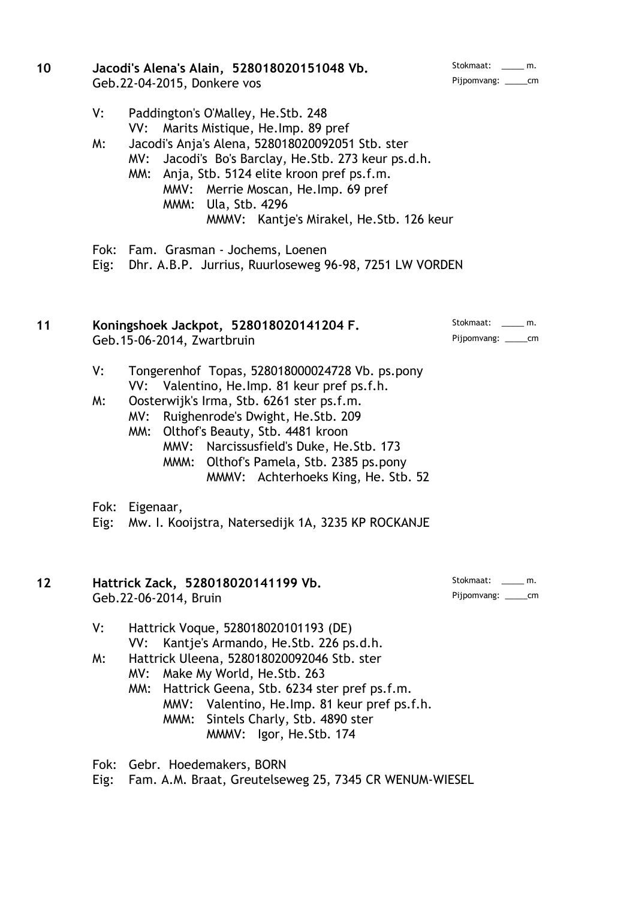**10 Jacodi's Alena's Alain, 528018020151048 Vb.**
Geb.22-04-2015, Donkere vos

Stokmaat: _____ m.
Pijpomvang: _____cm

V: Paddington's O'Malley, He.Stb. 248
  VV: Marits Mistique, He.Imp. 89 pref
M: Jacodi's Anja's Alena, 528018020092051 Stb. ster
  MV: Jacodi's Bo's Barclay, He.Stb. 273 keur ps.d.h.
  MM: Anja, Stb. 5124 elite kroon pref ps.f.m.
    MMV: Merrie Moscan, He.Imp. 69 pref
    MMM: Ula, Stb. 4296
      MMMV: Kantje's Mirakel, He.Stb. 126 keur

Fok: Fam. Grasman - Jochems, Loenen
Eig: Dhr. A.B.P. Jurrius, Ruurloseweg 96-98, 7251 LW VORDEN

**11 Koningshoek Jackpot, 528018020141204 F.**
Geb.15-06-2014, Zwartbruin

Stokmaat: _____ m.
Pijpomvang: _____cm

V: Tongerenhof Topas, 528018000024728 Vb. ps.pony
  VV: Valentino, He.Imp. 81 keur pref ps.f.h.
M: Oosterwijk's Irma, Stb. 6261 ster ps.f.m.
  MV: Ruighenrode's Dwight, He.Stb. 209
  MM: Olthof's Beauty, Stb. 4481 kroon
    MMV: Narcissusfield's Duke, He.Stb. 173
    MMM: Olthof's Pamela, Stb. 2385 ps.pony
      MMMV: Achterhoeks King, He. Stb. 52

Fok: Eigenaar,
Eig: Mw. I. Kooijstra, Natersedijk 1A, 3235 KP ROCKANJE

**12 Hattrick Zack, 528018020141199 Vb.**
Geb.22-06-2014, Bruin

Stokmaat: _____ m.
Pijpomvang: _____cm

V: Hattrick Voque, 528018020101193 (DE)
  VV: Kantje's Armando, He.Stb. 226 ps.d.h.
M: Hattrick Uleena, 528018020092046 Stb. ster
  MV: Make My World, He.Stb. 263
  MM: Hattrick Geena, Stb. 6234 ster pref ps.f.m.
    MMV: Valentino, He.Imp. 81 keur pref ps.f.h.
    MMM: Sintels Charly, Stb. 4890 ster
      MMMV: Igor, He.Stb. 174

Fok: Gebr. Hoedemakers, BORN
Eig: Fam. A.M. Braat, Greutelseweg 25, 7345 CR WENUM-WIESEL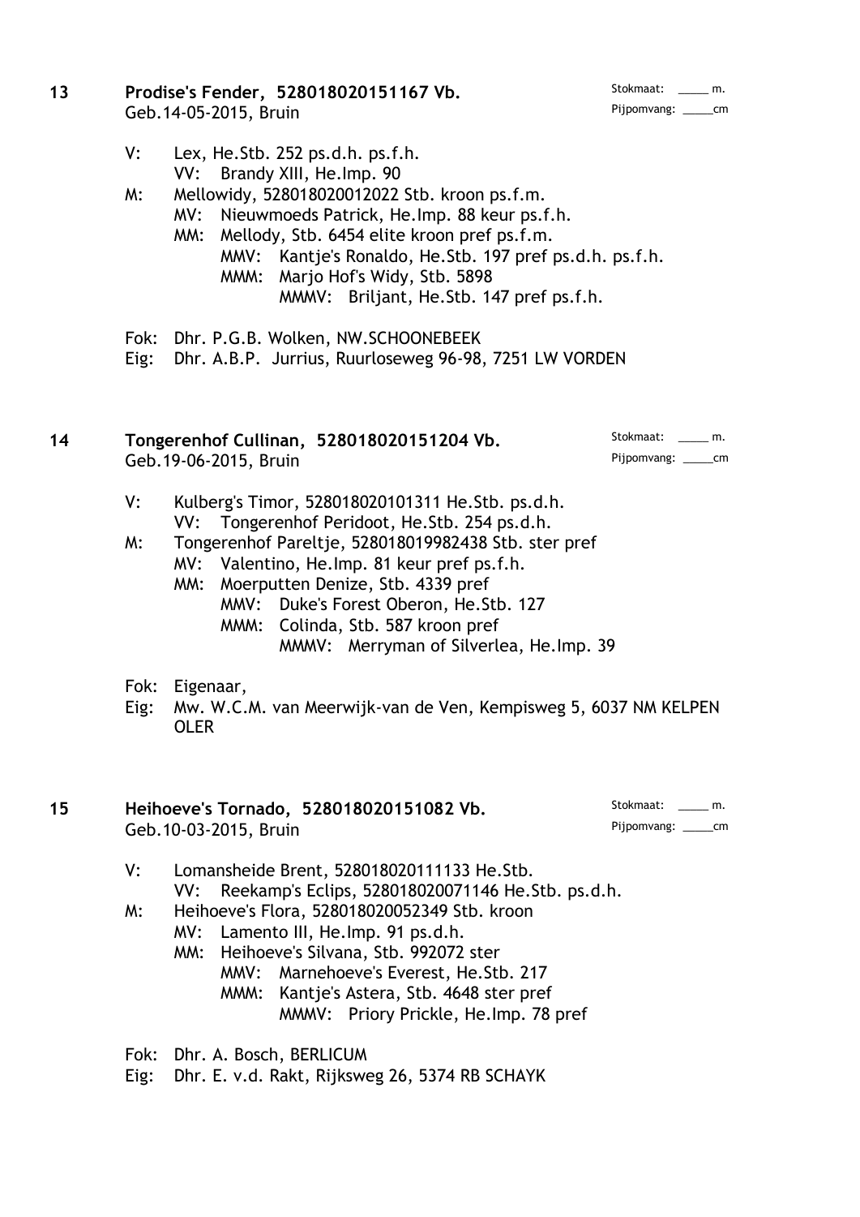**13 Prodise's Fender, 528018020151167 Vb.**
Geb.14-05-2015, Bruin

Stokmaat: _____ m.
Pijpomvang: _____cm

V: Lex, He.Stb. 252 ps.d.h. ps.f.h.
  VV: Brandy XIII, He.Imp. 90
M: Mellowidy, 528018020012022 Stb. kroon ps.f.m.
  MV: Nieuwmoeds Patrick, He.Imp. 88 keur ps.f.h.
  MM: Mellody, Stb. 6454 elite kroon pref ps.f.m.
    MMV: Kantje's Ronaldo, He.Stb. 197 pref ps.d.h. ps.f.h.
    MMM: Marjo Hof's Widy, Stb. 5898
      MMMV: Briljant, He.Stb. 147 pref ps.f.h.

Fok: Dhr. P.G.B. Wolken, NW.SCHOONEBEEK
Eig: Dhr. A.B.P. Jurrius, Ruurloseweg 96-98, 7251 LW VORDEN

**14 Tongerenhof Cullinan, 528018020151204 Vb.**
Geb.19-06-2015, Bruin

Stokmaat: _____ m.
Pijpomvang: _____cm

V: Kulberg's Timor, 528018020101311 He.Stb. ps.d.h.
  VV: Tongerenhof Peridoot, He.Stb. 254 ps.d.h.
M: Tongerenhof Pareltje, 528018019982438 Stb. ster pref
  MV: Valentino, He.Imp. 81 keur pref ps.f.h.
  MM: Moerputten Denize, Stb. 4339 pref
    MMV: Duke's Forest Oberon, He.Stb. 127
    MMM: Colinda, Stb. 587 kroon pref
      MMMV: Merryman of Silverlea, He.Imp. 39

Fok: Eigenaar,
Eig: Mw. W.C.M. van Meerwijk-van de Ven, Kempisweg 5, 6037 NM KELPEN OLER

**15 Heihoeve's Tornado, 528018020151082 Vb.**
Geb.10-03-2015, Bruin

Stokmaat: _____ m.
Pijpomvang: _____cm

V: Lomansheide Brent, 528018020111133 He.Stb.
  VV: Reekamp's Eclips, 528018020071146 He.Stb. ps.d.h.
M: Heihoeve's Flora, 528018020052349 Stb. kroon
  MV: Lamento III, He.Imp. 91 ps.d.h.
  MM: Heihoeve's Silvana, Stb. 992072 ster
    MMV: Marnehoeve's Everest, He.Stb. 217
    MMM: Kantje's Astera, Stb. 4648 ster pref
      MMMV: Priory Prickle, He.Imp. 78 pref

Fok: Dhr. A. Bosch, BERLICUM
Eig: Dhr. E. v.d. Rakt, Rijksweg 26, 5374 RB SCHAYK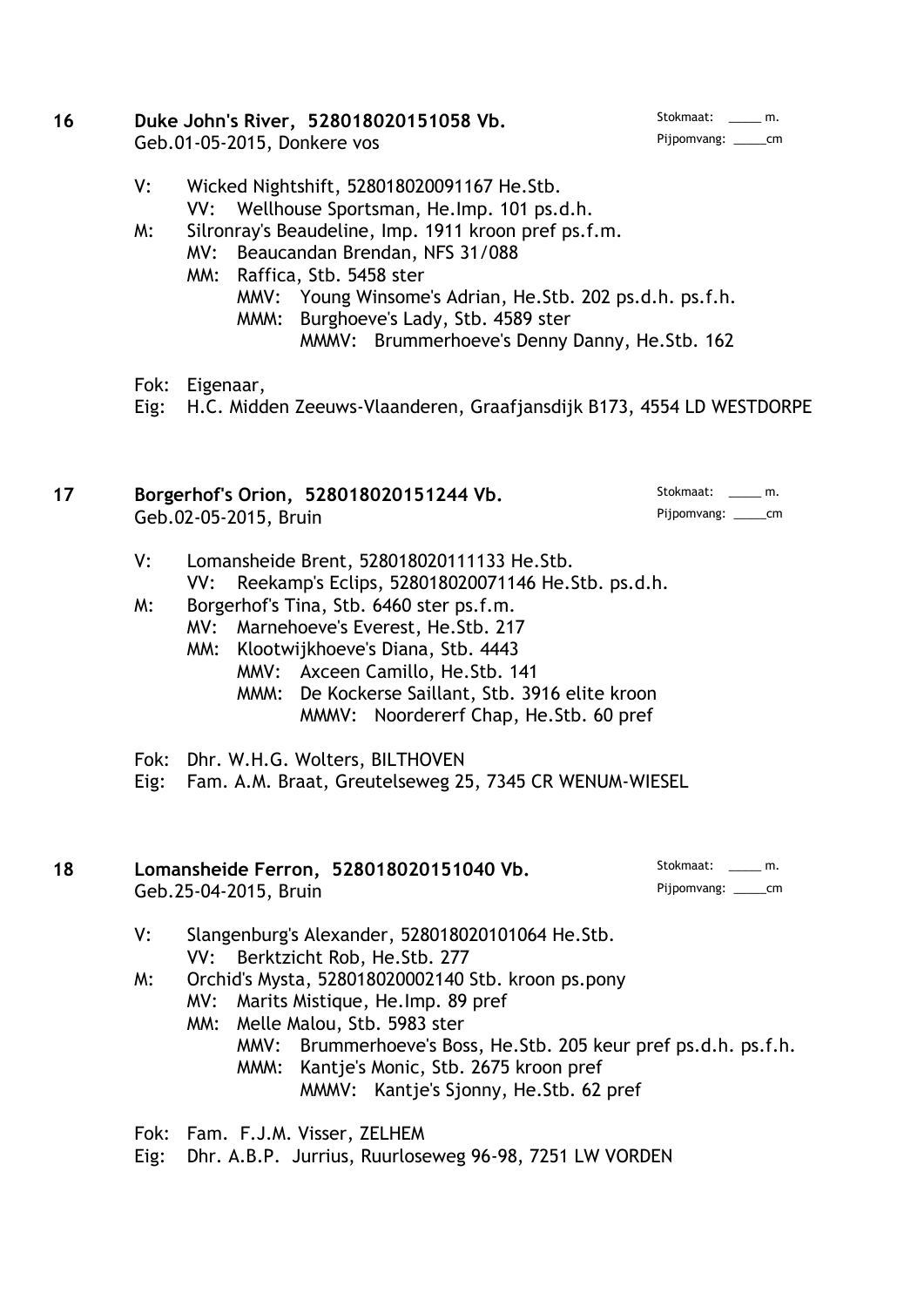**16 Duke John's River, 528018020151058 Vb.**
Geb.01-05-2015, Donkere vos

Stokmaat: _____ m.
Pijpomvang: _____cm

V: Wicked Nightshift, 528018020091167 He.Stb.
  VV: Wellhouse Sportsman, He.Imp. 101 ps.d.h.
M: Silronray's Beaudeline, Imp. 1911 kroon pref ps.f.m.
  MV: Beaucandan Brendan, NFS 31/088
  MM: Raffica, Stb. 5458 ster
    MMV: Young Winsome's Adrian, He.Stb. 202 ps.d.h. ps.f.h.
    MMM: Burghoeve's Lady, Stb. 4589 ster
      MMMV: Brummerhoeve's Denny Danny, He.Stb. 162

Fok: Eigenaar,
Eig: H.C. Midden Zeeuws-Vlaanderen, Graafjansdijk B173, 4554 LD WESTDORPE

**17 Borgerhof's Orion, 528018020151244 Vb.**
Geb.02-05-2015, Bruin

Stokmaat: _____ m.
Pijpomvang: _____cm

V: Lomansheide Brent, 528018020111133 He.Stb.
  VV: Reekamp's Eclips, 528018020071146 He.Stb. ps.d.h.
M: Borgerhof's Tina, Stb. 6460 ster ps.f.m.
  MV: Marnehoeve's Everest, He.Stb. 217
  MM: Klootwijkhoeve's Diana, Stb. 4443
    MMV: Axceen Camillo, He.Stb. 141
    MMM: De Kockerse Saillant, Stb. 3916 elite kroon
      MMMV: Noordererf Chap, He.Stb. 60 pref

Fok: Dhr. W.H.G. Wolters, BILTHOVEN
Eig: Fam. A.M. Braat, Greutelseweg 25, 7345 CR WENUM-WIESEL

**18 Lomansheide Ferron, 528018020151040 Vb.**
Geb.25-04-2015, Bruin

Stokmaat: _____ m.
Pijpomvang: _____cm

V: Slangenburg's Alexander, 528018020101064 He.Stb.
  VV: Berktzicht Rob, He.Stb. 277
M: Orchid's Mysta, 528018020002140 Stb. kroon ps.pony
  MV: Marits Mistique, He.Imp. 89 pref
  MM: Melle Malou, Stb. 5983 ster
    MMV: Brummerhoeve's Boss, He.Stb. 205 keur pref ps.d.h. ps.f.h.
    MMM: Kantje's Monic, Stb. 2675 kroon pref
      MMMV: Kantje's Sjonny, He.Stb. 62 pref

Fok: Fam. F.J.M. Visser, ZELHEM
Eig: Dhr. A.B.P. Jurrius, Ruurloseweg 96-98, 7251 LW VORDEN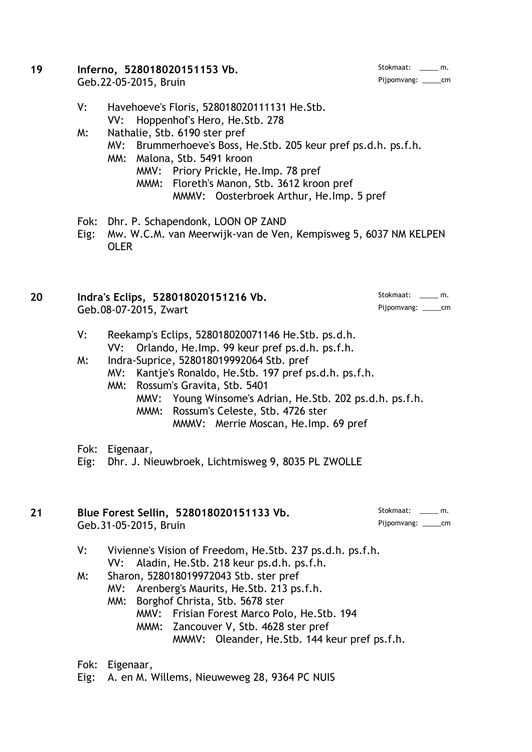**19 Inferno, 528018020151153 Vb.**
Geb.22-05-2015, Bruin

Stokmaat: _____ m.
Pijpomvang: _____cm

- V: Havehoeve's Floris, 528018020111131 He.Stb.
  - VV: Hoppenhof's Hero, He.Stb. 278
- M: Nathalie, Stb. 6190 ster pref
  - MV: Brummerhoeve's Boss, He.Stb. 205 keur pref ps.d.h. ps.f.h.
  - MM: Malona, Stb. 5491 kroon
    - MMV: Priory Prickle, He.Imp. 78 pref
    - MMM: Floreth's Manon, Stb. 3612 kroon pref
      - MMMV: Oosterbroek Arthur, He.Imp. 5 pref

Fok: Dhr. P. Schapendonk, LOON OP ZAND
Eig: Mw. W.C.M. van Meerwijk-van de Ven, Kempisweg 5, 6037 NM KELPEN OLER

**20 Indra's Eclips, 528018020151216 Vb.**
Geb.08-07-2015, Zwart

Stokmaat: _____ m.
Pijpomvang: _____cm

- V: Reekamp's Eclips, 528018020071146 He.Stb. ps.d.h.
  - VV: Orlando, He.Imp. 99 keur pref ps.d.h. ps.f.h.
- M: Indra-Suprice, 528018019992064 Stb. pref
  - MV: Kantje's Ronaldo, He.Stb. 197 pref ps.d.h. ps.f.h.
  - MM: Rossum's Gravita, Stb. 5401
    - MMV: Young Winsome's Adrian, He.Stb. 202 ps.d.h. ps.f.h.
    - MMM: Rossum's Celeste, Stb. 4726 ster
      - MMMV: Merrie Moscan, He.Imp. 69 pref

Fok: Eigenaar,
Eig: Dhr. J. Nieuwbroek, Lichtmisweg 9, 8035 PL ZWOLLE

**21 Blue Forest Sellin, 528018020151133 Vb.**
Geb.31-05-2015, Bruin

Stokmaat: _____ m.
Pijpomvang: _____cm

- V: Vivienne's Vision of Freedom, He.Stb. 237 ps.d.h. ps.f.h.
  - VV: Aladin, He.Stb. 218 keur ps.d.h. ps.f.h.
- M: Sharon, 528018019972043 Stb. ster pref
  - MV: Arenberg's Maurits, He.Stb. 213 ps.f.h.
  - MM: Borghof Christa, Stb. 5678 ster
    - MMV: Frisian Forest Marco Polo, He.Stb. 194
    - MMM: Zancouver V, Stb. 4628 ster pref
      - MMMV: Oleander, He.Stb. 144 keur pref ps.f.h.

Fok: Eigenaar,
Eig: A. en M. Willems, Nieuweweg 28, 9364 PC NUIS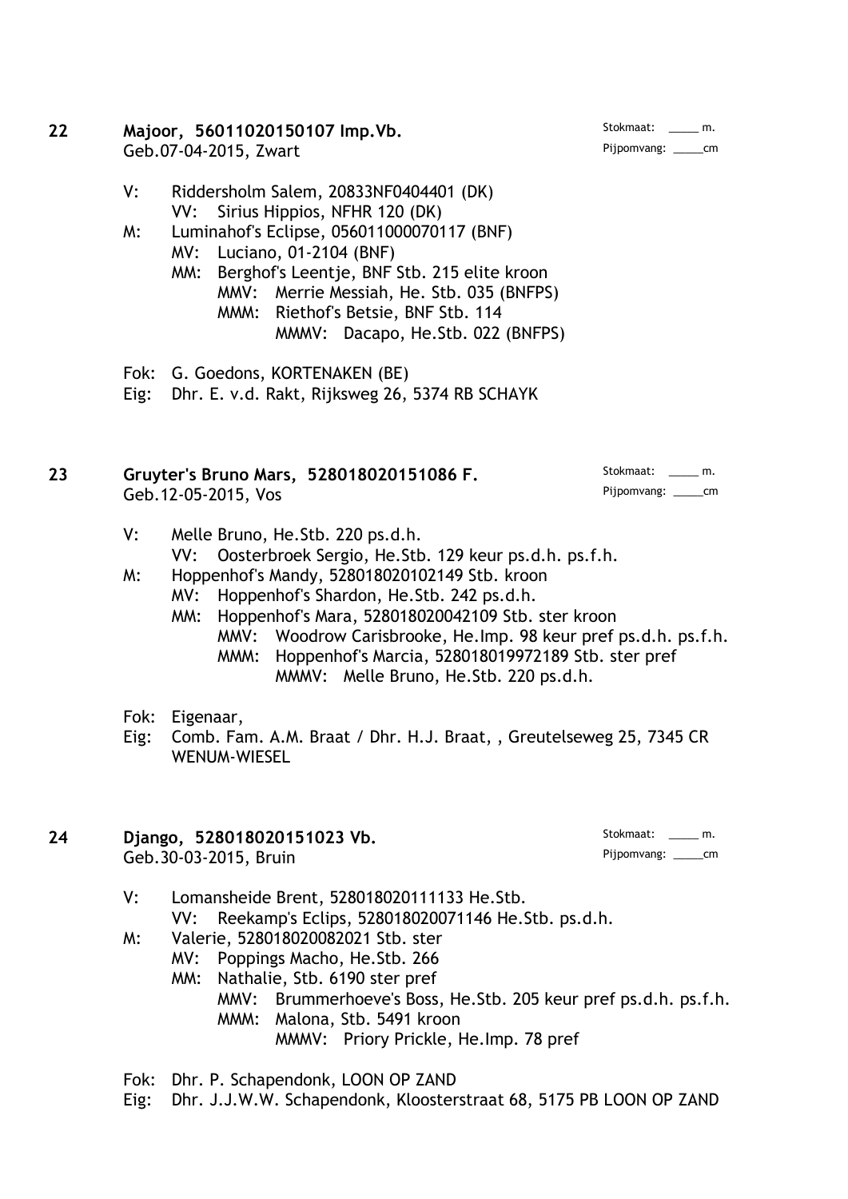**22** **Majoor, 56011020150107 Imp.Vb.**
Geb.07-04-2015, Zwart

Stokmaat: _____ m.
Pijpomvang: _____cm

- V: Riddersholm Salem, 20833NF0404401 (DK)
  - VV: Sirius Hippios, NFHR 120 (DK)
- M: Luminahof's Eclipse, 056011000070117 (BNF)
  - MV: Luciano, 01-2104 (BNF)
  - MM: Berghof's Leentje, BNF Stb. 215 elite kroon
    - MMV: Merrie Messiah, He. Stb. 035 (BNFPS)
    - MMM: Riethof's Betsie, BNF Stb. 114
      - MMMV: Dacapo, He.Stb. 022 (BNFPS)

Fok: G. Goedons, KORTENAKEN (BE)
Eig: Dhr. E. v.d. Rakt, Rijksweg 26, 5374 RB SCHAYK

**23** **Gruyter's Bruno Mars, 528018020151086 F.**
Geb.12-05-2015, Vos

Stokmaat: _____ m.
Pijpomvang: _____cm

- V: Melle Bruno, He.Stb. 220 ps.d.h.
  - VV: Oosterbroek Sergio, He.Stb. 129 keur ps.d.h. ps.f.h.
- M: Hoppenhof's Mandy, 528018020102149 Stb. kroon
  - MV: Hoppenhof's Shardon, He.Stb. 242 ps.d.h.
  - MM: Hoppenhof's Mara, 528018020042109 Stb. ster kroon
    - MMV: Woodrow Carisbrooke, He.Imp. 98 keur pref ps.d.h. ps.f.h.
    - MMM: Hoppenhof's Marcia, 528018019972189 Stb. ster pref
      - MMMV: Melle Bruno, He.Stb. 220 ps.d.h.

Fok: Eigenaar,
Eig: Comb. Fam. A.M. Braat / Dhr. H.J. Braat, , Greutelseweg 25, 7345 CR WENUM-WIESEL

**24** **Django, 528018020151023 Vb.**
Geb.30-03-2015, Bruin

Stokmaat: _____ m.
Pijpomvang: _____cm

- V: Lomansheide Brent, 528018020111133 He.Stb.
  - VV: Reekamp's Eclips, 528018020071146 He.Stb. ps.d.h.
- M: Valerie, 528018020082021 Stb. ster
  - MV: Poppings Macho, He.Stb. 266
  - MM: Nathalie, Stb. 6190 ster pref
    - MMV: Brummerhoeve's Boss, He.Stb. 205 keur pref ps.d.h. ps.f.h.
    - MMM: Malona, Stb. 5491 kroon
      - MMMV: Priory Prickle, He.Imp. 78 pref

Fok: Dhr. P. Schapendonk, LOON OP ZAND
Eig: Dhr. J.J.W.W. Schapendonk, Kloosterstraat 68, 5175 PB LOON OP ZAND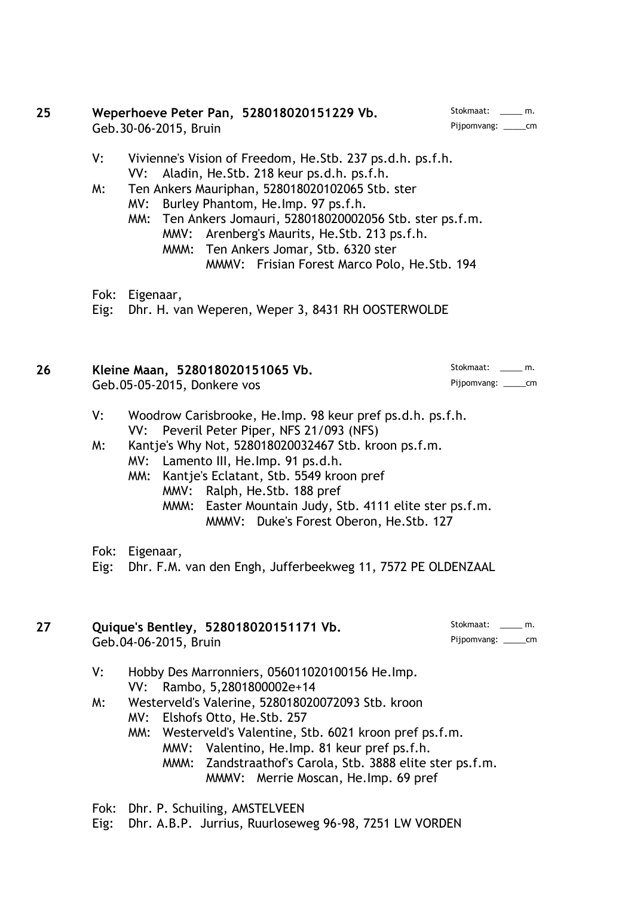**25** **Weperhoeve Peter Pan, 528018020151229 Vb.**
Geb.30-06-2015, Bruin

Stokmaat: _____ m.
Pijpomvang: _____cm

V: Vivienne's Vision of Freedom, He.Stb. 237 ps.d.h. ps.f.h.
  VV: Aladin, He.Stb. 218 keur ps.d.h. ps.f.h.
M: Ten Ankers Mauriphan, 528018020102065 Stb. ster
  MV: Burley Phantom, He.Imp. 97 ps.f.h.
  MM: Ten Ankers Jomauri, 528018020002056 Stb. ster ps.f.m.
    MMV: Arenberg's Maurits, He.Stb. 213 ps.f.h.
    MMM: Ten Ankers Jomar, Stb. 6320 ster
      MMMV: Frisian Forest Marco Polo, He.Stb. 194

Fok: Eigenaar,
Eig: Dhr. H. van Weperen, Weper 3, 8431 RH OOSTERWOLDE

**26** **Kleine Maan, 528018020151065 Vb.**
Geb.05-05-2015, Donkere vos

Stokmaat: _____ m.
Pijpomvang: _____cm

V: Woodrow Carisbrooke, He.Imp. 98 keur pref ps.d.h. ps.f.h.
  VV: Peveril Peter Piper, NFS 21/093 (NFS)
M: Kantje's Why Not, 528018020032467 Stb. kroon ps.f.m.
  MV: Lamento III, He.Imp. 91 ps.d.h.
  MM: Kantje's Eclatant, Stb. 5549 kroon pref
    MMV: Ralph, He.Stb. 188 pref
    MMM: Easter Mountain Judy, Stb. 4111 elite ster ps.f.m.
      MMMV: Duke's Forest Oberon, He.Stb. 127

Fok: Eigenaar,
Eig: Dhr. F.M. van den Engh, Jufferbeekweg 11, 7572 PE OLDENZAAL

**27** **Quique's Bentley, 528018020151171 Vb.**
Geb.04-06-2015, Bruin

Stokmaat: _____ m.
Pijpomvang: _____cm

V: Hobby Des Marronniers, 056011020100156 He.Imp.
  VV: Rambo, 5,2801800002e+14
M: Westerveld's Valerine, 528018020072093 Stb. kroon
  MV: Elshofs Otto, He.Stb. 257
  MM: Westerveld's Valentine, Stb. 6021 kroon pref ps.f.m.
    MMV: Valentino, He.Imp. 81 keur pref ps.f.h.
    MMM: Zandstraathof's Carola, Stb. 3888 elite ster ps.f.m.
      MMMV: Merrie Moscan, He.Imp. 69 pref

Fok: Dhr. P. Schuiling, AMSTELVEEN
Eig: Dhr. A.B.P. Jurrius, Ruurloseweg 96-98, 7251 LW VORDEN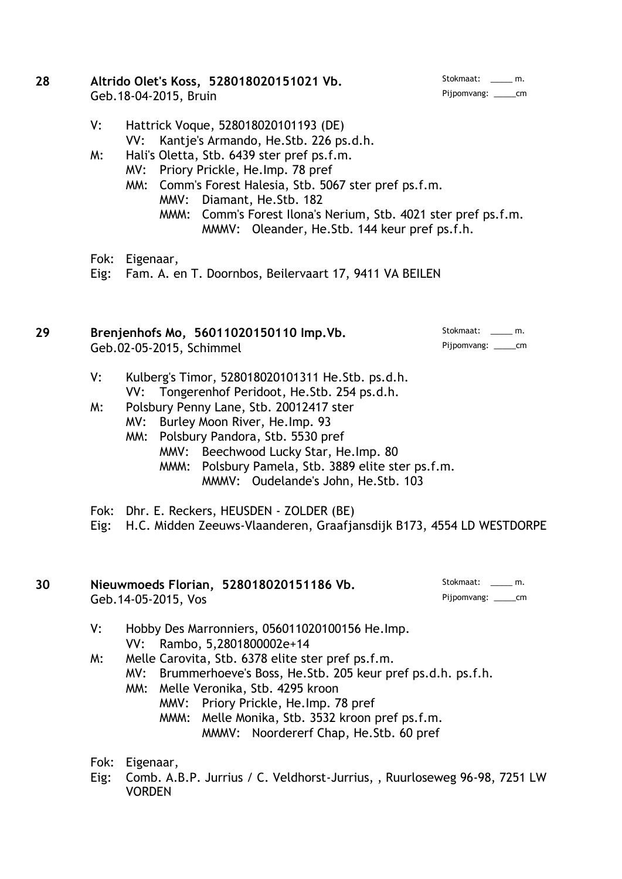**28** **Altrido Olet's Koss, 528018020151021 Vb.**
Geb.18-04-2015, Bruin

Stokmaat: _____ m.
Pijpomvang: _____cm

V: Hattrick Voque, 528018020101193 (DE)
 VV: Kantje's Armando, He.Stb. 226 ps.d.h.
M: Hali's Oletta, Stb. 6439 ster pref ps.f.m.
 MV: Priory Prickle, He.Imp. 78 pref
 MM: Comm's Forest Halesia, Stb. 5067 ster pref ps.f.m.
  MMV: Diamant, He.Stb. 182
  MMM: Comm's Forest Ilona's Nerium, Stb. 4021 ster pref ps.f.m.
   MMMV: Oleander, He.Stb. 144 keur pref ps.f.h.

Fok: Eigenaar,
Eig: Fam. A. en T. Doornbos, Beilervaart 17, 9411 VA BEILEN

**29** **Brenjenhofs Mo, 56011020150110 Imp.Vb.**
Geb.02-05-2015, Schimmel

Stokmaat: _____ m.
Pijpomvang: _____cm

V: Kulberg's Timor, 528018020101311 He.Stb. ps.d.h.
 VV: Tongerenhof Peridoot, He.Stb. 254 ps.d.h.
M: Polsbury Penny Lane, Stb. 20012417 ster
 MV: Burley Moon River, He.Imp. 93
 MM: Polsbury Pandora, Stb. 5530 pref
  MMV: Beechwood Lucky Star, He.Imp. 80
  MMM: Polsbury Pamela, Stb. 3889 elite ster ps.f.m.
   MMMV: Oudelande's John, He.Stb. 103

Fok: Dhr. E. Reckers, HEUSDEN - ZOLDER (BE)
Eig: H.C. Midden Zeeuws-Vlaanderen, Graafjansdijk B173, 4554 LD WESTDORPE

**30** **Nieuwmoeds Florian, 528018020151186 Vb.**
Geb.14-05-2015, Vos

Stokmaat: _____ m.
Pijpomvang: _____cm

V: Hobby Des Marronniers, 056011020100156 He.Imp.
 VV: Rambo, 5,2801800002e+14
M: Melle Carovita, Stb. 6378 elite ster pref ps.f.m.
 MV: Brummerhoeve's Boss, He.Stb. 205 keur pref ps.d.h. ps.f.h.
 MM: Melle Veronika, Stb. 4295 kroon
  MMV: Priory Prickle, He.Imp. 78 pref
  MMM: Melle Monika, Stb. 3532 kroon pref ps.f.m.
   MMMV: Noordererf Chap, He.Stb. 60 pref

Fok: Eigenaar,
Eig: Comb. A.B.P. Jurrius / C. Veldhorst-Jurrius, , Ruurloseweg 96-98, 7251 LW VORDEN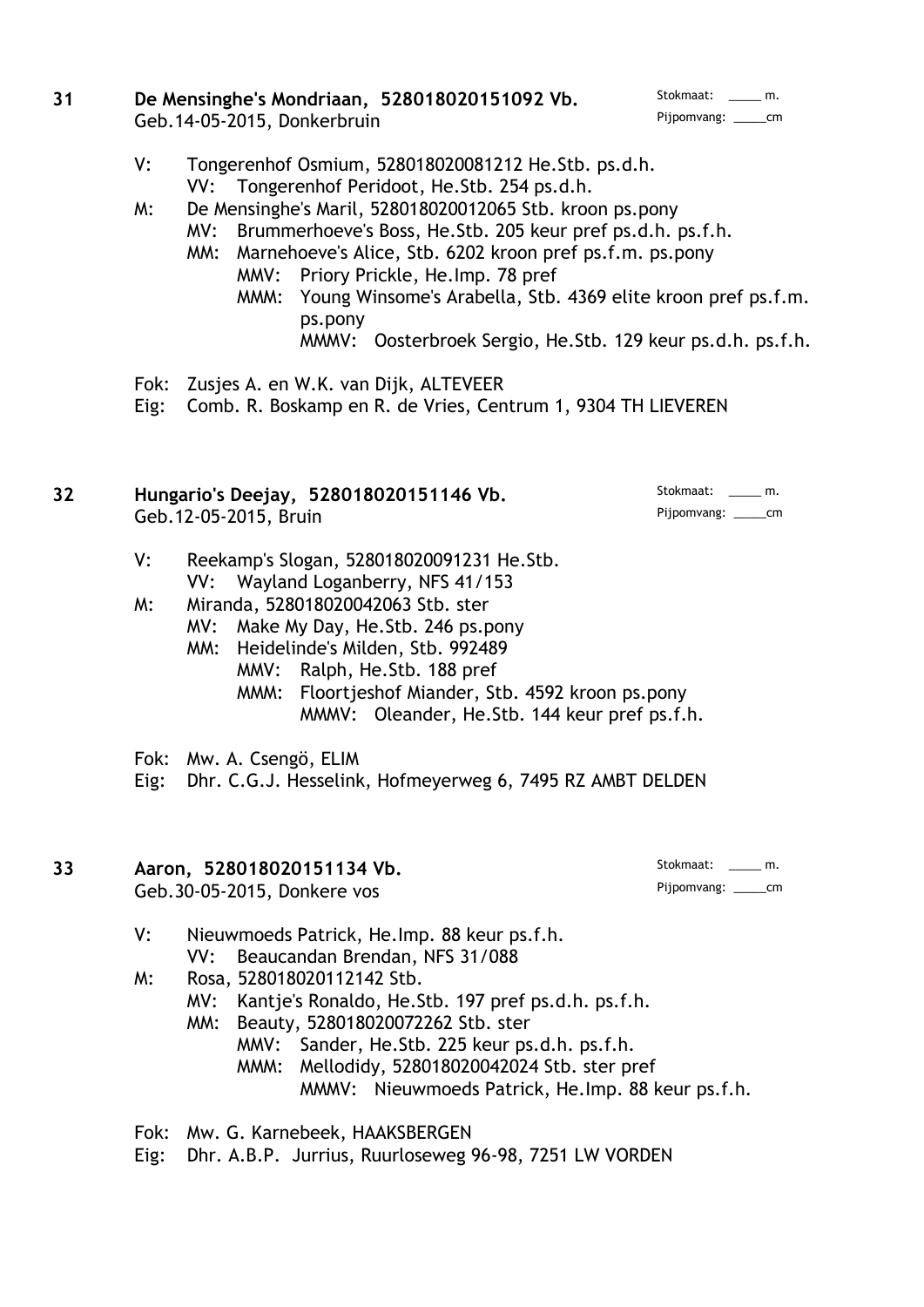**31 De Mensinghe's Mondriaan, 528018020151092 Vb.**
Geb.14-05-2015, Donkerbruin

Stokmaat: _____ m.
Pijpomvang: _____cm

- V: Tongerenhof Osmium, 528018020081212 He.Stb. ps.d.h.
  - VV: Tongerenhof Peridoot, He.Stb. 254 ps.d.h.
- M: De Mensinghe's Maril, 528018020012065 Stb. kroon ps.pony
  - MV: Brummerhoeve's Boss, He.Stb. 205 keur pref ps.d.h. ps.f.h.
  - MM: Marnehoeve's Alice, Stb. 6202 kroon pref ps.f.m. ps.pony
    - MMV: Priory Prickle, He.Imp. 78 pref
    - MMM: Young Winsome's Arabella, Stb. 4369 elite kroon pref ps.f.m. ps.pony
      - MMMV: Oosterbroek Sergio, He.Stb. 129 keur ps.d.h. ps.f.h.

Fok: Zusjes A. en W.K. van Dijk, ALTEVEER
Eig: Comb. R. Boskamp en R. de Vries, Centrum 1, 9304 TH LIEVEREN

**32 Hungario's Deejay, 528018020151146 Vb.**
Geb.12-05-2015, Bruin

Stokmaat: _____ m.
Pijpomvang: _____cm

- V: Reekamp's Slogan, 528018020091231 He.Stb.
  - VV: Wayland Loganberry, NFS 41/153
- M: Miranda, 528018020042063 Stb. ster
  - MV: Make My Day, He.Stb. 246 ps.pony
  - MM: Heidelinde's Milden, Stb. 992489
    - MMV: Ralph, He.Stb. 188 pref
    - MMM: Floortjeshof Miander, Stb. 4592 kroon ps.pony
      - MMMV: Oleander, He.Stb. 144 keur pref ps.f.h.

Fok: Mw. A. Csengö, ELIM
Eig: Dhr. C.G.J. Hesselink, Hofmeyerweg 6, 7495 RZ AMBT DELDEN

**33 Aaron, 528018020151134 Vb.**
Geb.30-05-2015, Donkere vos

Stokmaat: _____ m.
Pijpomvang: _____cm

- V: Nieuwmoeds Patrick, He.Imp. 88 keur ps.f.h.
  - VV: Beaucandan Brendan, NFS 31/088
- M: Rosa, 528018020112142 Stb.
  - MV: Kantje's Ronaldo, He.Stb. 197 pref ps.d.h. ps.f.h.
  - MM: Beauty, 528018020072262 Stb. ster
    - MMV: Sander, He.Stb. 225 keur ps.d.h. ps.f.h.
    - MMM: Mellodidy, 528018020042024 Stb. ster pref
      - MMMV: Nieuwmoeds Patrick, He.Imp. 88 keur ps.f.h.

Fok: Mw. G. Karnebeek, HAAKSBERGEN
Eig: Dhr. A.B.P. Jurrius, Ruurloseweg 96-98, 7251 LW VORDEN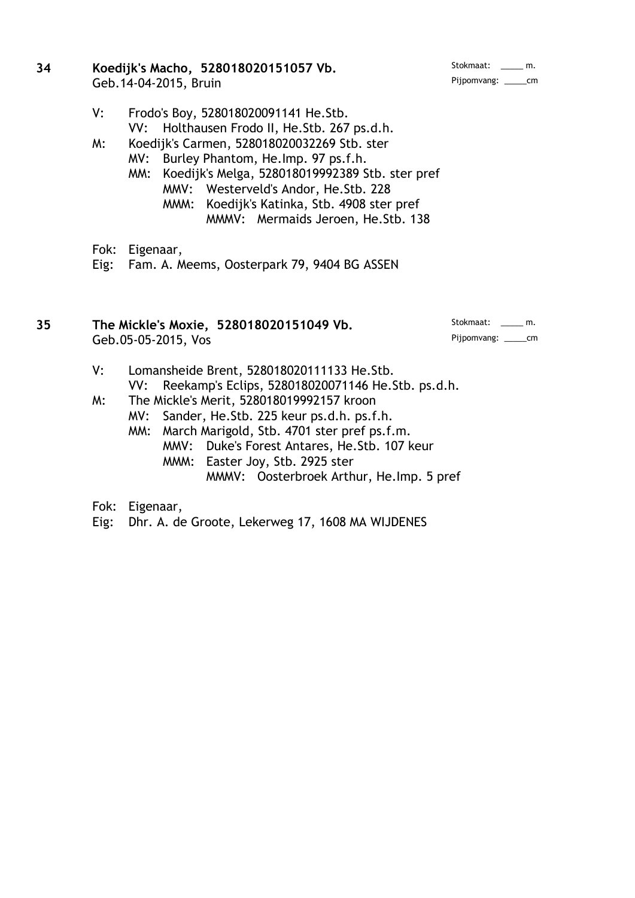**34 Koedijk's Macho, 528018020151057 Vb.**
Geb.14-04-2015, Bruin

Stokmaat: _____ m.
Pijpomvang: _____cm

V: Frodo's Boy, 528018020091141 He.Stb.
  VV: Holthausen Frodo II, He.Stb. 267 ps.d.h.
M: Koedijk's Carmen, 528018020032269 Stb. ster
  MV: Burley Phantom, He.Imp. 97 ps.f.h.
  MM: Koedijk's Melga, 528018019992389 Stb. ster pref
    MMV: Westerveld's Andor, He.Stb. 228
    MMM: Koedijk's Katinka, Stb. 4908 ster pref
      MMMV: Mermaids Jeroen, He.Stb. 138

Fok: Eigenaar,
Eig: Fam. A. Meems, Oosterpark 79, 9404 BG ASSEN

**35 The Mickle's Moxie, 528018020151049 Vb.**
Geb.05-05-2015, Vos

Stokmaat: _____ m.
Pijpomvang: _____cm

V: Lomansheide Brent, 528018020111133 He.Stb.
  VV: Reekamp's Eclips, 528018020071146 He.Stb. ps.d.h.
M: The Mickle's Merit, 528018019992157 kroon
  MV: Sander, He.Stb. 225 keur ps.d.h. ps.f.h.
  MM: March Marigold, Stb. 4701 ster pref ps.f.m.
    MMV: Duke's Forest Antares, He.Stb. 107 keur
    MMM: Easter Joy, Stb. 2925 ster
      MMMV: Oosterbroek Arthur, He.Imp. 5 pref

Fok: Eigenaar,
Eig: Dhr. A. de Groote, Lekerweg 17, 1608 MA WIJDENES